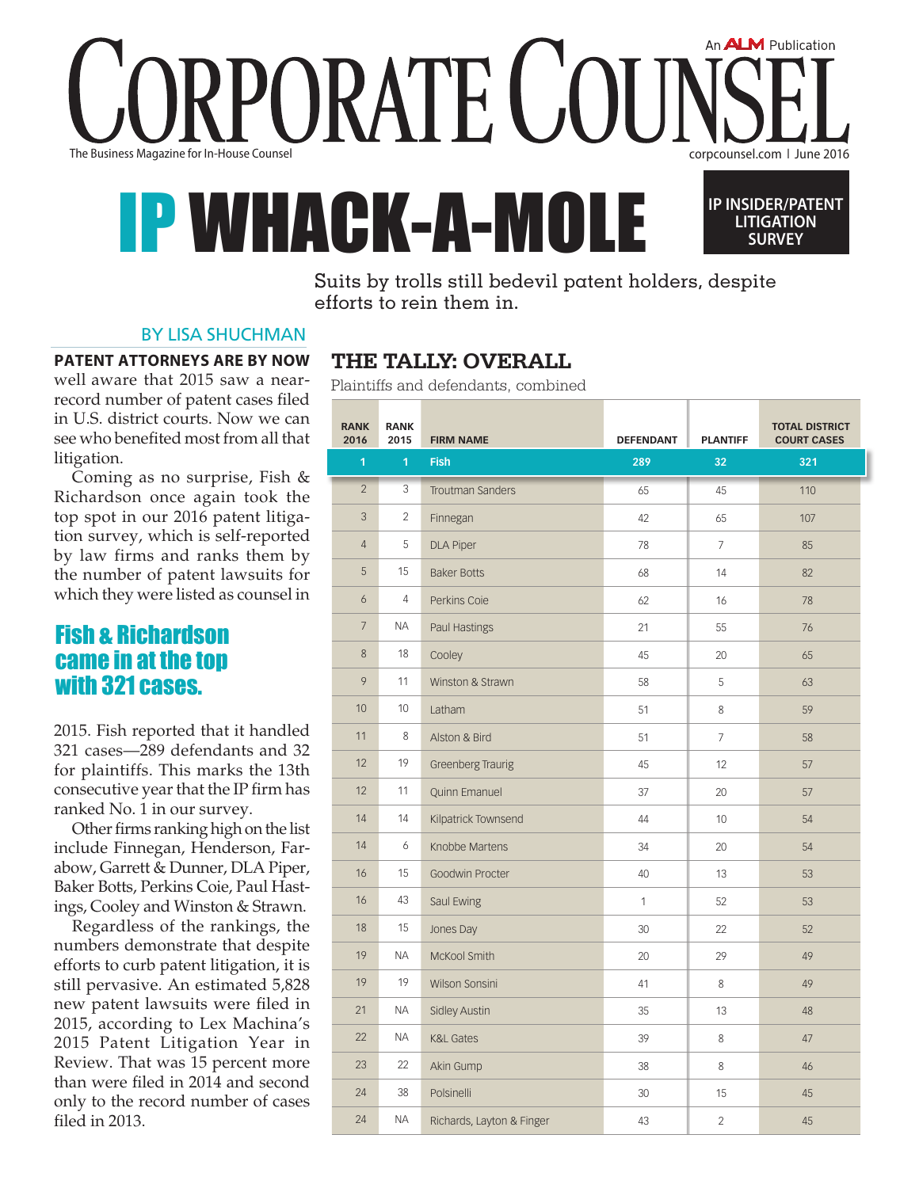# CORPORATE COUNSEL

An ALM Publication

The Business Magazine for In-House Counsel

corpcounsel.com | June 2016

# IP WHACK-A-MOLE

**IP INSIDER/PATENT LITIGATION SURVEY**

Suits by trolls still bedevil patent holders, despite efforts to rein them in.

BY LISA SHUCHMAN

**PATENT ATTORNEYS ARE BY NOW** well aware that 2015 saw a near-record number of patent cases filed in U.S. district courts. Now we can see who benefited most from all that litigation.

Coming as no surprise, Fish & Richardson once again took the top spot in our 2016 patent litigation survey, which is self-reported by law firms and ranks them by the number of patent lawsuits for which they were listed as counsel in 2015. Fish reported that it handled 321 cases—289 defendants and 32 for plaintiffs. This marks the 13th consecutive year that the IP firm has ranked No. 1 in our survey.

> **Fish & Richardson came in at the top with 321 cases.**

Other firms ranking high on the list include Finnegan, Henderson, Farabow, Garrett & Dunner, DLA Piper, Baker Botts, Perkins Coie, Paul Hastings, Cooley and Winston & Strawn.

Regardless of the rankings, the numbers demonstrate that despite efforts to curb patent litigation, it is still pervasive. An estimated 5,828 new patent lawsuits were filed in 2015, according to Lex Machina's 2015 Patent Litigation Year in Review. That was 15 percent more than were filed in 2014 and second only to the record number of cases filed in 2013.

## THE TALLY: OVERALL

Plaintiffs and defendants, combined

| RANK 2016 | RANK 2015 | FIRM NAME | DEFENDANT | PLANTIFF | TOTAL DISTRICT COURT CASES |
|---|---|---|---|---|---|
| 1 | 1 | Fish | 289 | 32 | 321 |
| 2 | 3 | Troutman Sanders | 65 | 45 | 110 |
| 3 | 2 | Finnegan | 42 | 65 | 107 |
| 4 | 5 | DLA Piper | 78 | 7 | 85 |
| 5 | 15 | Baker Botts | 68 | 14 | 82 |
| 6 | 4 | Perkins Coie | 62 | 16 | 78 |
| 7 | NA | Paul Hastings | 21 | 55 | 76 |
| 8 | 18 | Cooley | 45 | 20 | 65 |
| 9 | 11 | Winston & Strawn | 58 | 5 | 63 |
| 10 | 10 | Latham | 51 | 8 | 59 |
| 11 | 8 | Alston & Bird | 51 | 7 | 58 |
| 12 | 19 | Greenberg Traurig | 45 | 12 | 57 |
| 12 | 11 | Quinn Emanuel | 37 | 20 | 57 |
| 14 | 14 | Kilpatrick Townsend | 44 | 10 | 54 |
| 14 | 6 | Knobbe Martens | 34 | 20 | 54 |
| 16 | 15 | Goodwin Procter | 40 | 13 | 53 |
| 16 | 43 | Saul Ewing | 1 | 52 | 53 |
| 18 | 15 | Jones Day | 30 | 22 | 52 |
| 19 | NA | McKool Smith | 20 | 29 | 49 |
| 19 | 19 | Wilson Sonsini | 41 | 8 | 49 |
| 21 | NA | Sidley Austin | 35 | 13 | 48 |
| 22 | NA | K&L Gates | 39 | 8 | 47 |
| 23 | 22 | Akin Gump | 38 | 8 | 46 |
| 24 | 38 | Polsinelli | 30 | 15 | 45 |
| 24 | NA | Richards, Layton & Finger | 43 | 2 | 45 |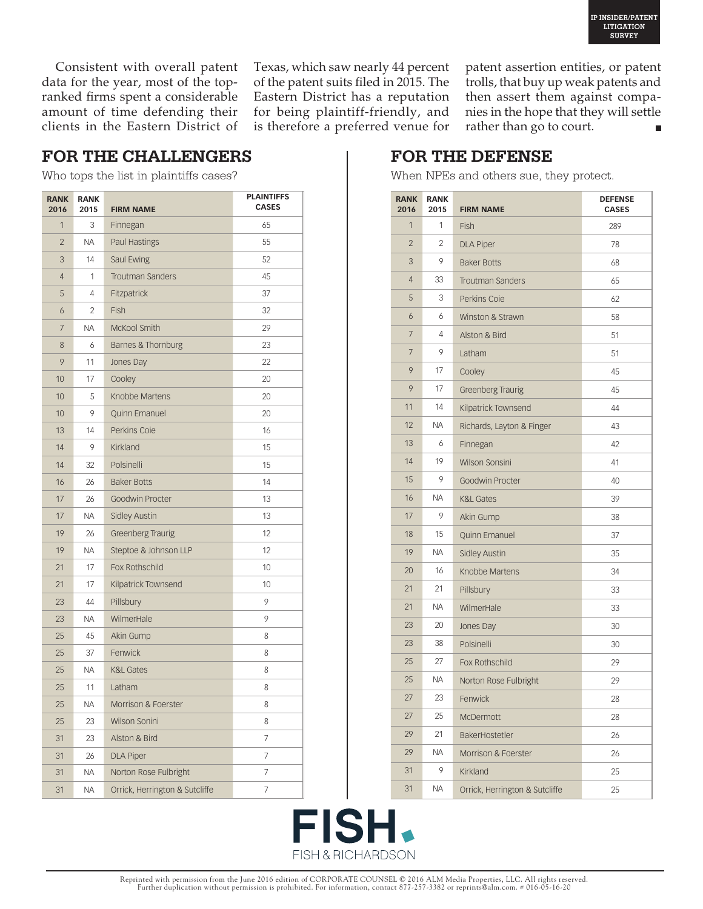Consistent with overall patent data for the year, most of the top-ranked firms spent a considerable amount of time defending their clients in the Eastern District of Texas, which saw nearly 44 percent of the patent suits filed in 2015. The Eastern District has a reputation for being plaintiff-friendly, and is therefore a preferred venue for patent assertion entities, or patent trolls, that buy up weak patents and then assert them against companies in the hope that they will settle rather than go to court.

## FOR THE CHALLENGERS

Who tops the list in plaintiffs cases?

| RANK 2016 | RANK 2015 | FIRM NAME | PLAINTIFFS CASES |
|---|---|---|---|
| 1 | 3 | Finnegan | 65 |
| 2 | NA | Paul Hastings | 55 |
| 3 | 14 | Saul Ewing | 52 |
| 4 | 1 | Troutman Sanders | 45 |
| 5 | 4 | Fitzpatrick | 37 |
| 6 | 2 | Fish | 32 |
| 7 | NA | McKool Smith | 29 |
| 8 | 6 | Barnes & Thornburg | 23 |
| 9 | 11 | Jones Day | 22 |
| 10 | 17 | Cooley | 20 |
| 10 | 5 | Knobbe Martens | 20 |
| 10 | 9 | Quinn Emanuel | 20 |
| 13 | 14 | Perkins Coie | 16 |
| 14 | 9 | Kirkland | 15 |
| 14 | 32 | Polsinelli | 15 |
| 16 | 26 | Baker Botts | 14 |
| 17 | 26 | Goodwin Procter | 13 |
| 17 | NA | Sidley Austin | 13 |
| 19 | 26 | Greenberg Traurig | 12 |
| 19 | NA | Steptoe & Johnson LLP | 12 |
| 21 | 17 | Fox Rothschild | 10 |
| 21 | 17 | Kilpatrick Townsend | 10 |
| 23 | 44 | Pillsbury | 9 |
| 23 | NA | WilmerHale | 9 |
| 25 | 45 | Akin Gump | 8 |
| 25 | 37 | Fenwick | 8 |
| 25 | NA | K&L Gates | 8 |
| 25 | 11 | Latham | 8 |
| 25 | NA | Morrison & Foerster | 8 |
| 25 | 23 | Wilson Sonini | 8 |
| 31 | 23 | Alston & Bird | 7 |
| 31 | 26 | DLA Piper | 7 |
| 31 | NA | Norton Rose Fulbright | 7 |
| 31 | NA | Orrick, Herrington & Sutcliffe | 7 |

## FOR THE DEFENSE

When NPEs and others sue, they protect.

| RANK 2016 | RANK 2015 | FIRM NAME | DEFENSE CASES |
|---|---|---|---|
| 1 | 1 | Fish | 289 |
| 2 | 2 | DLA Piper | 78 |
| 3 | 9 | Baker Botts | 68 |
| 4 | 33 | Troutman Sanders | 65 |
| 5 | 3 | Perkins Coie | 62 |
| 6 | 6 | Winston & Strawn | 58 |
| 7 | 4 | Alston & Bird | 51 |
| 7 | 9 | Latham | 51 |
| 9 | 17 | Cooley | 45 |
| 9 | 17 | Greenberg Traurig | 45 |
| 11 | 14 | Kilpatrick Townsend | 44 |
| 12 | NA | Richards, Layton & Finger | 43 |
| 13 | 6 | Finnegan | 42 |
| 14 | 19 | Wilson Sonsini | 41 |
| 15 | 9 | Goodwin Procter | 40 |
| 16 | NA | K&L Gates | 39 |
| 17 | 9 | Akin Gump | 38 |
| 18 | 15 | Quinn Emanuel | 37 |
| 19 | NA | Sidley Austin | 35 |
| 20 | 16 | Knobbe Martens | 34 |
| 21 | 21 | Pillsbury | 33 |
| 21 | NA | WilmerHale | 33 |
| 23 | 20 | Jones Day | 30 |
| 23 | 38 | Polsinelli | 30 |
| 25 | 27 | Fox Rothschild | 29 |
| 25 | NA | Norton Rose Fulbright | 29 |
| 27 | 23 | Fenwick | 28 |
| 27 | 25 | McDermott | 28 |
| 29 | 21 | BakerHostetler | 26 |
| 29 | NA | Morrison & Foerster | 26 |
| 31 | 9 | Kirkland | 25 |
| 31 | NA | Orrick, Herrington & Sutcliffe | 25 |

FISH.

FISH & RICHARDSON

Reprinted with permission from the June 2016 edition of CORPORATE COUNSEL © 2016 ALM Media Properties, LLC. All rights reserved. Further duplication without permission is prohibited. For information, contact 877-257-3382 or reprints@alm.com. # 016-05-16-20